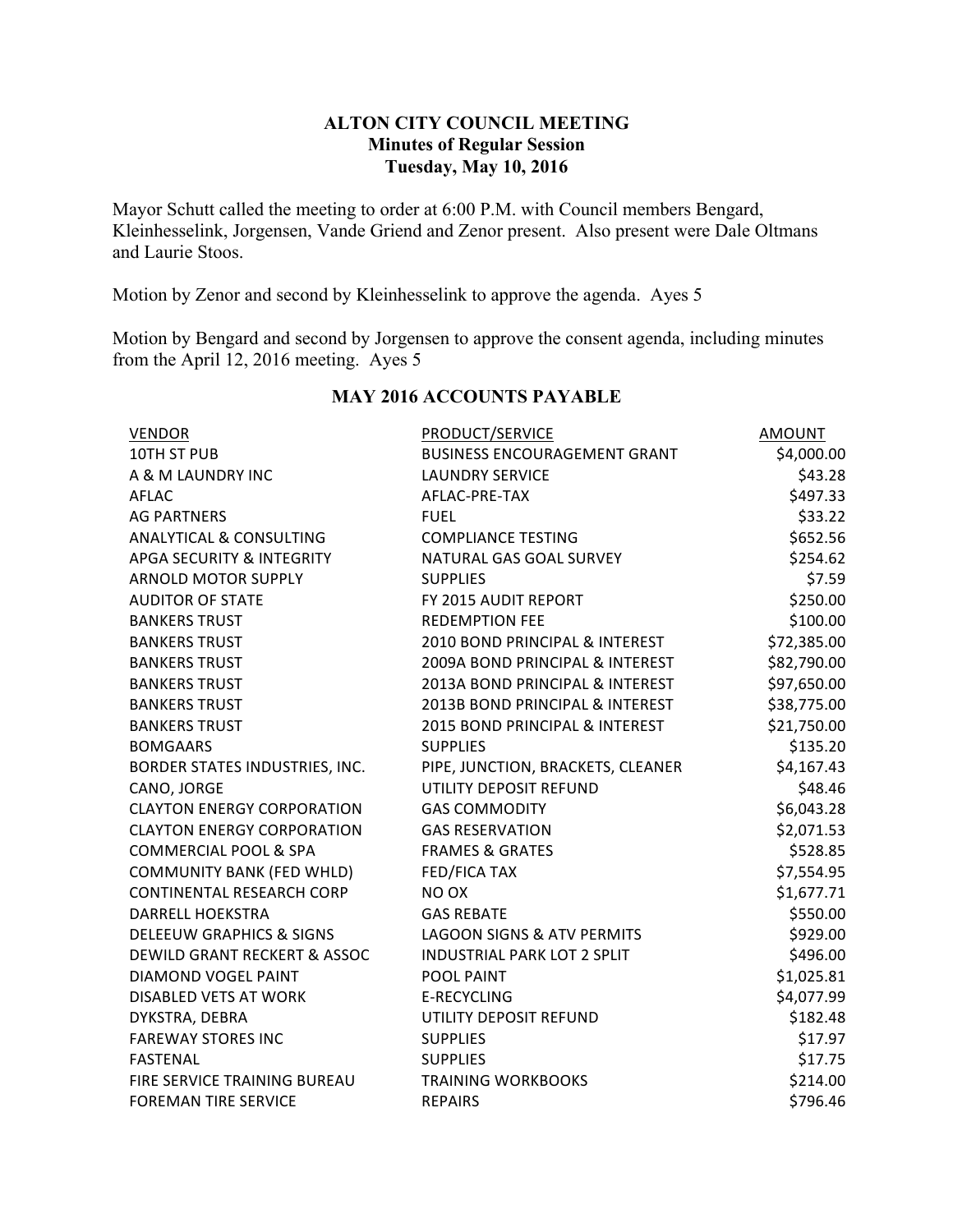**ALTON CITY COUNCIL MEETING**
**Minutes of Regular Session**
**Tuesday, May 10, 2016**

Mayor Schutt called the meeting to order at 6:00 P.M. with Council members Bengard, Kleinhesselink, Jorgensen, Vande Griend and Zenor present. Also present were Dale Oltmans and Laurie Stoos.

Motion by Zenor and second by Kleinhesselink to approve the agenda. Ayes 5

Motion by Bengard and second by Jorgensen to approve the consent agenda, including minutes from the April 12, 2016 meeting. Ayes 5

## MAY 2016 ACCOUNTS PAYABLE

| VENDOR | PRODUCT/SERVICE | AMOUNT |
|---|---|---|
| 10TH ST PUB | BUSINESS ENCOURAGEMENT GRANT | $4,000.00 |
| A & M LAUNDRY INC | LAUNDRY SERVICE | $43.28 |
| AFLAC | AFLAC-PRE-TAX | $497.33 |
| AG PARTNERS | FUEL | $33.22 |
| ANALYTICAL & CONSULTING | COMPLIANCE TESTING | $652.56 |
| APGA SECURITY & INTEGRITY | NATURAL GAS GOAL SURVEY | $254.62 |
| ARNOLD MOTOR SUPPLY | SUPPLIES | $7.59 |
| AUDITOR OF STATE | FY 2015 AUDIT REPORT | $250.00 |
| BANKERS TRUST | REDEMPTION FEE | $100.00 |
| BANKERS TRUST | 2010 BOND PRINCIPAL & INTEREST | $72,385.00 |
| BANKERS TRUST | 2009A BOND PRINCIPAL & INTEREST | $82,790.00 |
| BANKERS TRUST | 2013A BOND PRINCIPAL & INTEREST | $97,650.00 |
| BANKERS TRUST | 2013B BOND PRINCIPAL & INTEREST | $38,775.00 |
| BANKERS TRUST | 2015 BOND PRINCIPAL & INTEREST | $21,750.00 |
| BOMGAARS | SUPPLIES | $135.20 |
| BORDER STATES INDUSTRIES, INC. | PIPE, JUNCTION, BRACKETS, CLEANER | $4,167.43 |
| CANO, JORGE | UTILITY DEPOSIT REFUND | $48.46 |
| CLAYTON ENERGY CORPORATION | GAS COMMODITY | $6,043.28 |
| CLAYTON ENERGY CORPORATION | GAS RESERVATION | $2,071.53 |
| COMMERCIAL POOL & SPA | FRAMES & GRATES | $528.85 |
| COMMUNITY BANK (FED WHLD) | FED/FICA TAX | $7,554.95 |
| CONTINENTAL RESEARCH CORP | NO OX | $1,677.71 |
| DARRELL HOEKSTRA | GAS REBATE | $550.00 |
| DELEEUW GRAPHICS & SIGNS | LAGOON SIGNS & ATV PERMITS | $929.00 |
| DEWILD GRANT RECKERT & ASSOC | INDUSTRIAL PARK LOT 2 SPLIT | $496.00 |
| DIAMOND VOGEL PAINT | POOL PAINT | $1,025.81 |
| DISABLED VETS AT WORK | E-RECYCLING | $4,077.99 |
| DYKSTRA, DEBRA | UTILITY DEPOSIT REFUND | $182.48 |
| FAREWAY STORES INC | SUPPLIES | $17.97 |
| FASTENAL | SUPPLIES | $17.75 |
| FIRE SERVICE TRAINING BUREAU | TRAINING WORKBOOKS | $214.00 |
| FOREMAN TIRE SERVICE | REPAIRS | $796.46 |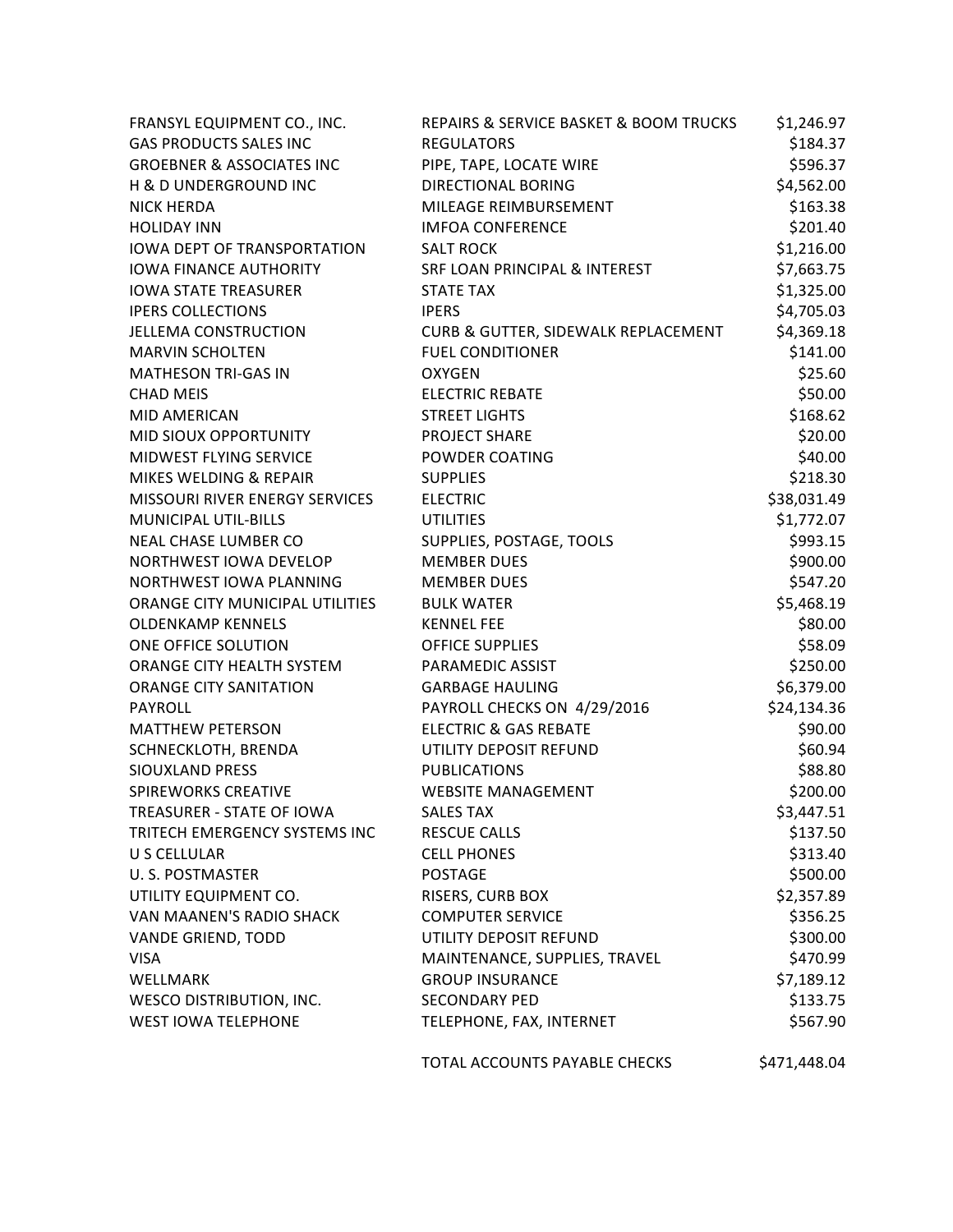| | | |
|---|---|---|
| FRANSYL EQUIPMENT CO., INC. | REPAIRS & SERVICE BASKET & BOOM TRUCKS | $1,246.97 |
| GAS PRODUCTS SALES INC | REGULATORS | $184.37 |
| GROEBNER & ASSOCIATES INC | PIPE, TAPE, LOCATE WIRE | $596.37 |
| H & D UNDERGROUND INC | DIRECTIONAL BORING | $4,562.00 |
| NICK HERDA | MILEAGE REIMBURSEMENT | $163.38 |
| HOLIDAY INN | IMFOA CONFERENCE | $201.40 |
| IOWA DEPT OF TRANSPORTATION | SALT ROCK | $1,216.00 |
| IOWA FINANCE AUTHORITY | SRF LOAN PRINCIPAL & INTEREST | $7,663.75 |
| IOWA STATE TREASURER | STATE TAX | $1,325.00 |
| IPERS COLLECTIONS | IPERS | $4,705.03 |
| JELLEMA CONSTRUCTION | CURB & GUTTER, SIDEWALK REPLACEMENT | $4,369.18 |
| MARVIN SCHOLTEN | FUEL CONDITIONER | $141.00 |
| MATHESON TRI-GAS IN | OXYGEN | $25.60 |
| CHAD MEIS | ELECTRIC REBATE | $50.00 |
| MID AMERICAN | STREET LIGHTS | $168.62 |
| MID SIOUX OPPORTUNITY | PROJECT SHARE | $20.00 |
| MIDWEST FLYING SERVICE | POWDER COATING | $40.00 |
| MIKES WELDING & REPAIR | SUPPLIES | $218.30 |
| MISSOURI RIVER ENERGY SERVICES | ELECTRIC | $38,031.49 |
| MUNICIPAL UTIL-BILLS | UTILITIES | $1,772.07 |
| NEAL CHASE LUMBER CO | SUPPLIES, POSTAGE, TOOLS | $993.15 |
| NORTHWEST IOWA DEVELOP | MEMBER DUES | $900.00 |
| NORTHWEST IOWA PLANNING | MEMBER DUES | $547.20 |
| ORANGE CITY MUNICIPAL UTILITIES | BULK WATER | $5,468.19 |
| OLDENKAMP KENNELS | KENNEL FEE | $80.00 |
| ONE OFFICE SOLUTION | OFFICE SUPPLIES | $58.09 |
| ORANGE CITY HEALTH SYSTEM | PARAMEDIC ASSIST | $250.00 |
| ORANGE CITY SANITATION | GARBAGE HAULING | $6,379.00 |
| PAYROLL | PAYROLL CHECKS ON 4/29/2016 | $24,134.36 |
| MATTHEW PETERSON | ELECTRIC & GAS REBATE | $90.00 |
| SCHNECKLOTH, BRENDA | UTILITY DEPOSIT REFUND | $60.94 |
| SIOUXLAND PRESS | PUBLICATIONS | $88.80 |
| SPIREWORKS CREATIVE | WEBSITE MANAGEMENT | $200.00 |
| TREASURER - STATE OF IOWA | SALES TAX | $3,447.51 |
| TRITECH EMERGENCY SYSTEMS INC | RESCUE CALLS | $137.50 |
| U S CELLULAR | CELL PHONES | $313.40 |
| U. S. POSTMASTER | POSTAGE | $500.00 |
| UTILITY EQUIPMENT CO. | RISERS, CURB BOX | $2,357.89 |
| VAN MAANEN'S RADIO SHACK | COMPUTER SERVICE | $356.25 |
| VANDE GRIEND, TODD | UTILITY DEPOSIT REFUND | $300.00 |
| VISA | MAINTENANCE, SUPPLIES, TRAVEL | $470.99 |
| WELLMARK | GROUP INSURANCE | $7,189.12 |
| WESCO DISTRIBUTION, INC. | SECONDARY PED | $133.75 |
| WEST IOWA TELEPHONE | TELEPHONE, FAX, INTERNET | $567.90 |
| | TOTAL ACCOUNTS PAYABLE CHECKS | $471,448.04 |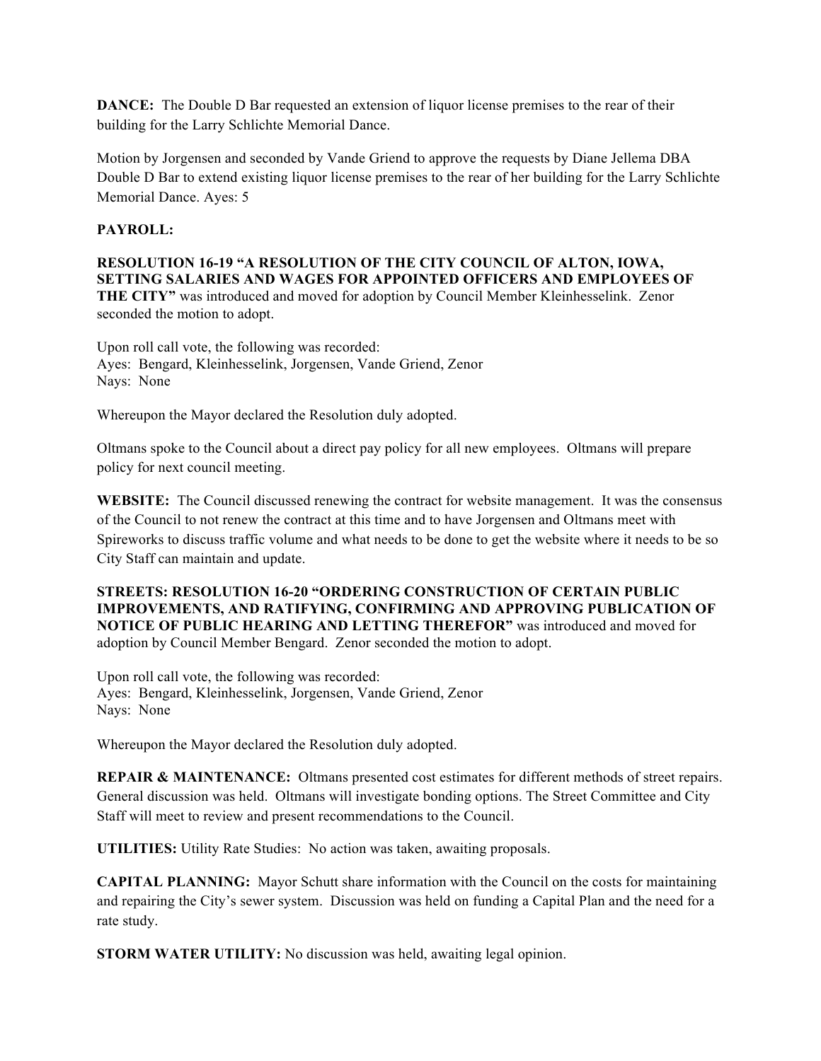**DANCE:** The Double D Bar requested an extension of liquor license premises to the rear of their building for the Larry Schlichte Memorial Dance.

Motion by Jorgensen and seconded by Vande Griend to approve the requests by Diane Jellema DBA Double D Bar to extend existing liquor license premises to the rear of her building for the Larry Schlichte Memorial Dance. Ayes: 5

**PAYROLL:**

**RESOLUTION 16-19 "A RESOLUTION OF THE CITY COUNCIL OF ALTON, IOWA, SETTING SALARIES AND WAGES FOR APPOINTED OFFICERS AND EMPLOYEES OF THE CITY"** was introduced and moved for adoption by Council Member Kleinhesselink. Zenor seconded the motion to adopt.

Upon roll call vote, the following was recorded:
Ayes: Bengard, Kleinhesselink, Jorgensen, Vande Griend, Zenor
Nays: None

Whereupon the Mayor declared the Resolution duly adopted.

Oltmans spoke to the Council about a direct pay policy for all new employees. Oltmans will prepare policy for next council meeting.

**WEBSITE:** The Council discussed renewing the contract for website management. It was the consensus of the Council to not renew the contract at this time and to have Jorgensen and Oltmans meet with Spireworks to discuss traffic volume and what needs to be done to get the website where it needs to be so City Staff can maintain and update.

**STREETS: RESOLUTION 16-20 "ORDERING CONSTRUCTION OF CERTAIN PUBLIC IMPROVEMENTS, AND RATIFYING, CONFIRMING AND APPROVING PUBLICATION OF NOTICE OF PUBLIC HEARING AND LETTING THEREFOR"** was introduced and moved for adoption by Council Member Bengard. Zenor seconded the motion to adopt.

Upon roll call vote, the following was recorded:
Ayes: Bengard, Kleinhesselink, Jorgensen, Vande Griend, Zenor
Nays: None

Whereupon the Mayor declared the Resolution duly adopted.

**REPAIR & MAINTENANCE:** Oltmans presented cost estimates for different methods of street repairs. General discussion was held. Oltmans will investigate bonding options. The Street Committee and City Staff will meet to review and present recommendations to the Council.

**UTILITIES:** Utility Rate Studies: No action was taken, awaiting proposals.

**CAPITAL PLANNING:** Mayor Schutt share information with the Council on the costs for maintaining and repairing the City's sewer system. Discussion was held on funding a Capital Plan and the need for a rate study.

**STORM WATER UTILITY:** No discussion was held, awaiting legal opinion.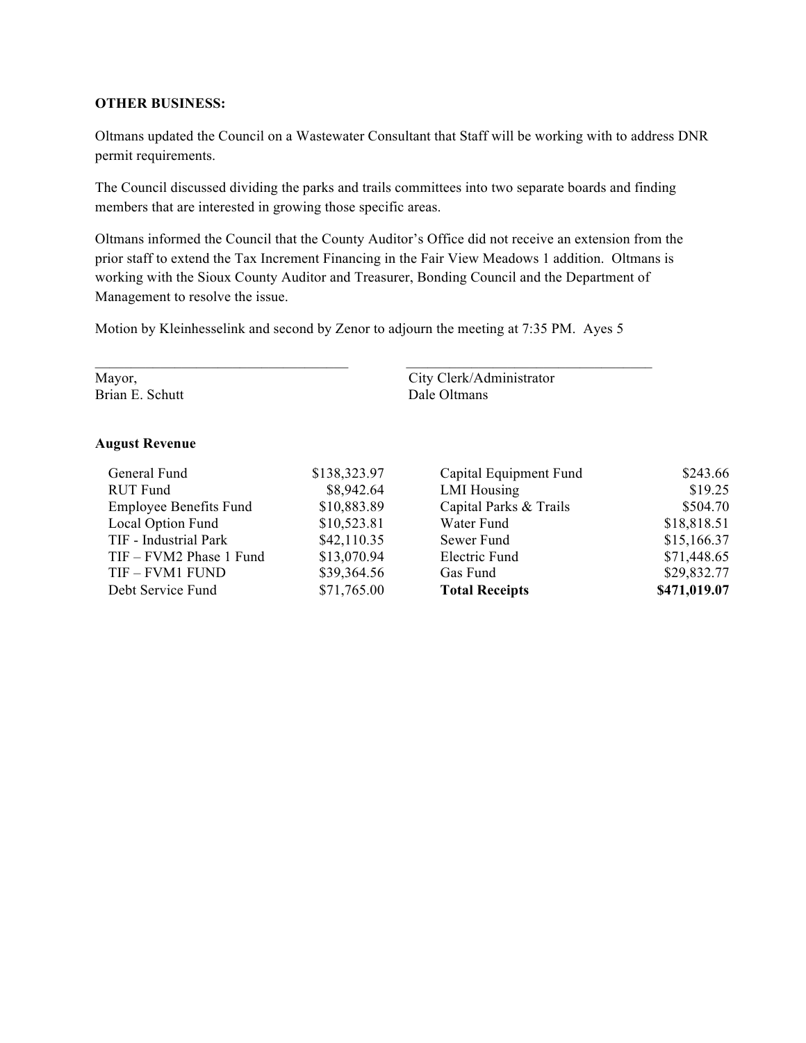**OTHER BUSINESS:**

Oltmans updated the Council on a Wastewater Consultant that Staff will be working with to address DNR permit requirements.

The Council discussed dividing the parks and trails committees into two separate boards and finding members that are interested in growing those specific areas.

Oltmans informed the Council that the County Auditor's Office did not receive an extension from the prior staff to extend the Tax Increment Financing in the Fair View Meadows 1 addition. Oltmans is working with the Sioux County Auditor and Treasurer, Bonding Council and the Department of Management to resolve the issue.

Motion by Kleinhesselink and second by Zenor to adjourn the meeting at 7:35 PM. Ayes 5

\_\_\_\_\_\_\_\_\_\_\_\_\_\_\_\_\_\_\_\_\_\_\_\_\_\_\_\_\_\_\_\_\_\_\_\_ \_\_\_\_\_\_\_\_\_\_\_\_\_\_\_\_\_\_\_\_\_\_\_\_\_\_\_\_\_\_\_\_\_\_\_\_

Mayor, Brian E. Schutt

City Clerk/Administrator Dale Oltmans

**August Revenue**

| | | | |
|---|---|---|---|
| General Fund | $138,323.97 | Capital Equipment Fund | $243.66 |
| RUT Fund | $8,942.64 | LMI Housing | $19.25 |
| Employee Benefits Fund | $10,883.89 | Capital Parks & Trails | $504.70 |
| Local Option Fund | $10,523.81 | Water Fund | $18,818.51 |
| TIF - Industrial Park | $42,110.35 | Sewer Fund | $15,166.37 |
| TIF – FVM2 Phase 1 Fund | $13,070.94 | Electric Fund | $71,448.65 |
| TIF – FVM1 FUND | $39,364.56 | Gas Fund | $29,832.77 |
| Debt Service Fund | $71,765.00 | **Total Receipts** | **$471,019.07** |